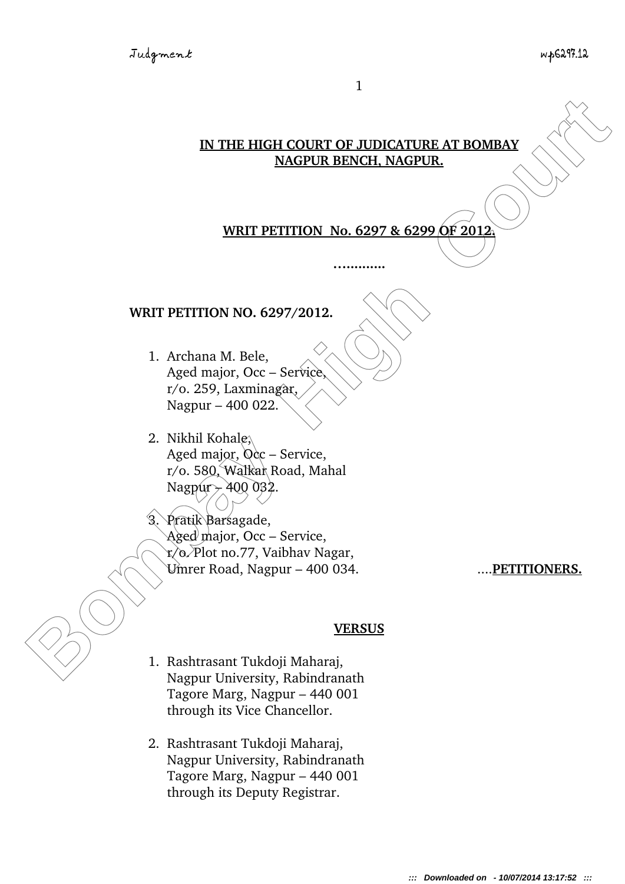**IN THE HIGH COURT OF JUDICATURE AT BOMBAY**
**NAGPUR BENCH, NAGPUR.**

**WRIT PETITION No. 6297 & 6299 OF 2012.**

…..........

**WRIT PETITION NO. 6297/2012.**

1. Archana M. Bele,
   Aged major, Occ – Service,
   r/o. 259, Laxminagar,
   Nagpur – 400 022.

2. Nikhil Kohale,
   Aged major, Occ – Service,
   r/o. 580, Walkar Road, Mahal
   Nagpur – 400 032.

3. Pratik Barsagade,
   Aged major, Occ – Service,
   r/o. Plot no.77, Vaibhav Nagar,
   Umrer Road, Nagpur – 400 034. ….**PETITIONERS.**

**VERSUS**

1. Rashtrasant Tukdoji Maharaj,
   Nagpur University, Rabindranath
   Tagore Marg, Nagpur – 440 001
   through its Vice Chancellor.

2. Rashtrasant Tukdoji Maharaj,
   Nagpur University, Rabindranath
   Tagore Marg, Nagpur – 440 001
   through its Deputy Registrar.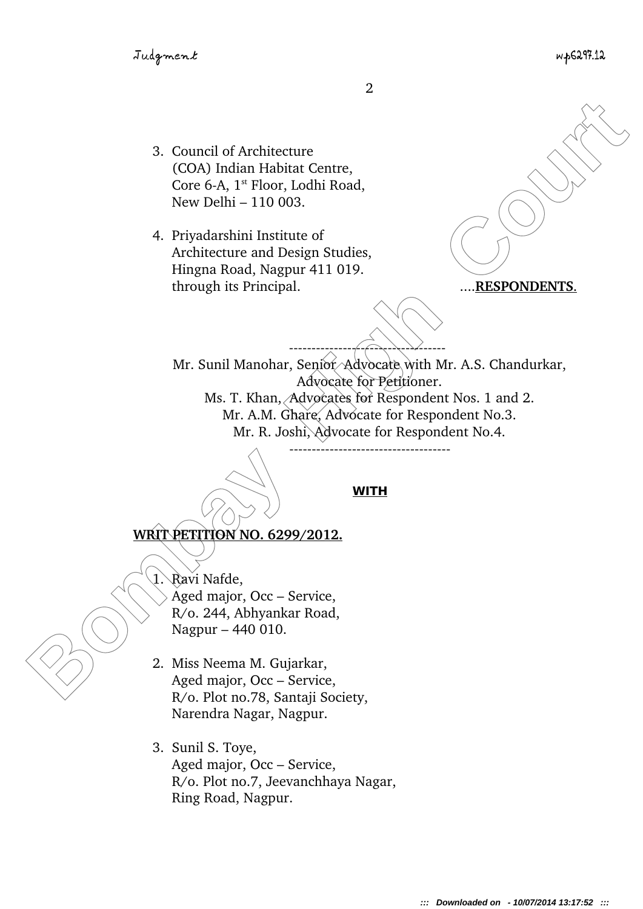3. Council of Architecture
   (COA) Indian Habitat Centre,
   Core 6-A, 1st Floor, Lodhi Road,
   New Delhi – 110 003.

4. Priyadarshini Institute of
   Architecture and Design Studies,
   Hingna Road, Nagpur 411 019.
   through its Principal. ....**RESPONDENTS**.

-----------------------------------

Mr. Sunil Manohar, Senior Advocate with Mr. A.S. Chandurkar,
Advocate for Petitioner.
Ms. T. Khan, Advocates for Respondent Nos. 1 and 2.
Mr. A.M. Ghare, Advocate for Respondent No.3.
Mr. R. Joshi, Advocate for Respondent No.4.

------------------------------------

**WITH**

**WRIT PETITION NO. 6299/2012.**

1. Ravi Nafde,
   Aged major, Occ – Service,
   R/o. 244, Abhyankar Road,
   Nagpur – 440 010.

2. Miss Neema M. Gujarkar,
   Aged major, Occ – Service,
   R/o. Plot no.78, Santaji Society,
   Narendra Nagar, Nagpur.

3. Sunil S. Toye,
   Aged major, Occ – Service,
   R/o. Plot no.7, Jeevanchhaya Nagar,
   Ring Road, Nagpur.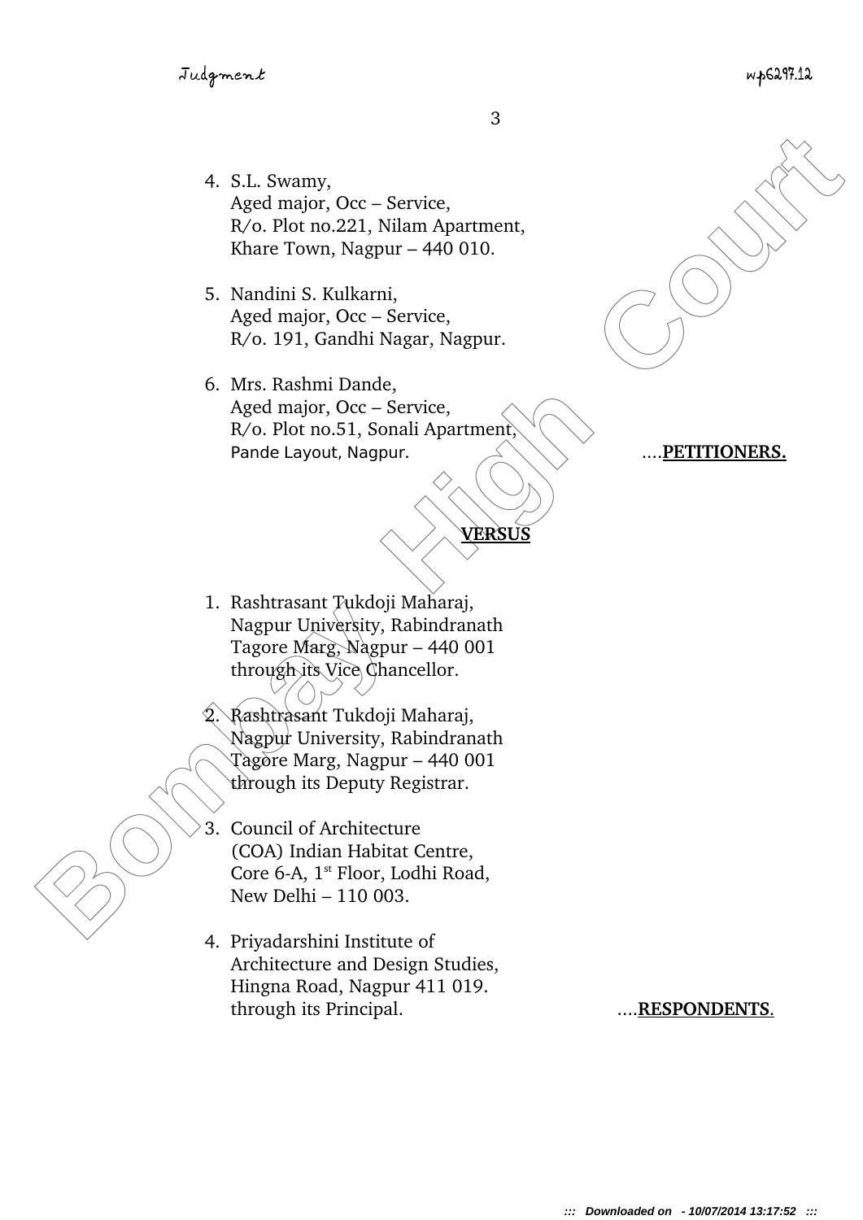4. S.L. Swamy,
   Aged major, Occ – Service,
   R/o. Plot no.221, Nilam Apartment,
   Khare Town, Nagpur – 440 010.

5. Nandini S. Kulkarni,
   Aged major, Occ – Service,
   R/o. 191, Gandhi Nagar, Nagpur.

6. Mrs. Rashmi Dande,
   Aged major, Occ – Service,
   R/o. Plot no.51, Sonali Apartment,
   Pande Layout, Nagpur. ....**PETITIONERS.**

**VERSUS**

1. Rashtrasant Tukdoji Maharaj,
   Nagpur University, Rabindranath
   Tagore Marg, Nagpur – 440 001
   through its Vice Chancellor.

2. Rashtrasant Tukdoji Maharaj,
   Nagpur University, Rabindranath
   Tagore Marg, Nagpur – 440 001
   through its Deputy Registrar.

3. Council of Architecture
   (COA) Indian Habitat Centre,
   Core 6-A, 1st Floor, Lodhi Road,
   New Delhi – 110 003.

4. Priyadarshini Institute of
   Architecture and Design Studies,
   Hingna Road, Nagpur 411 019.
   through its Principal. ....**RESPONDENTS**.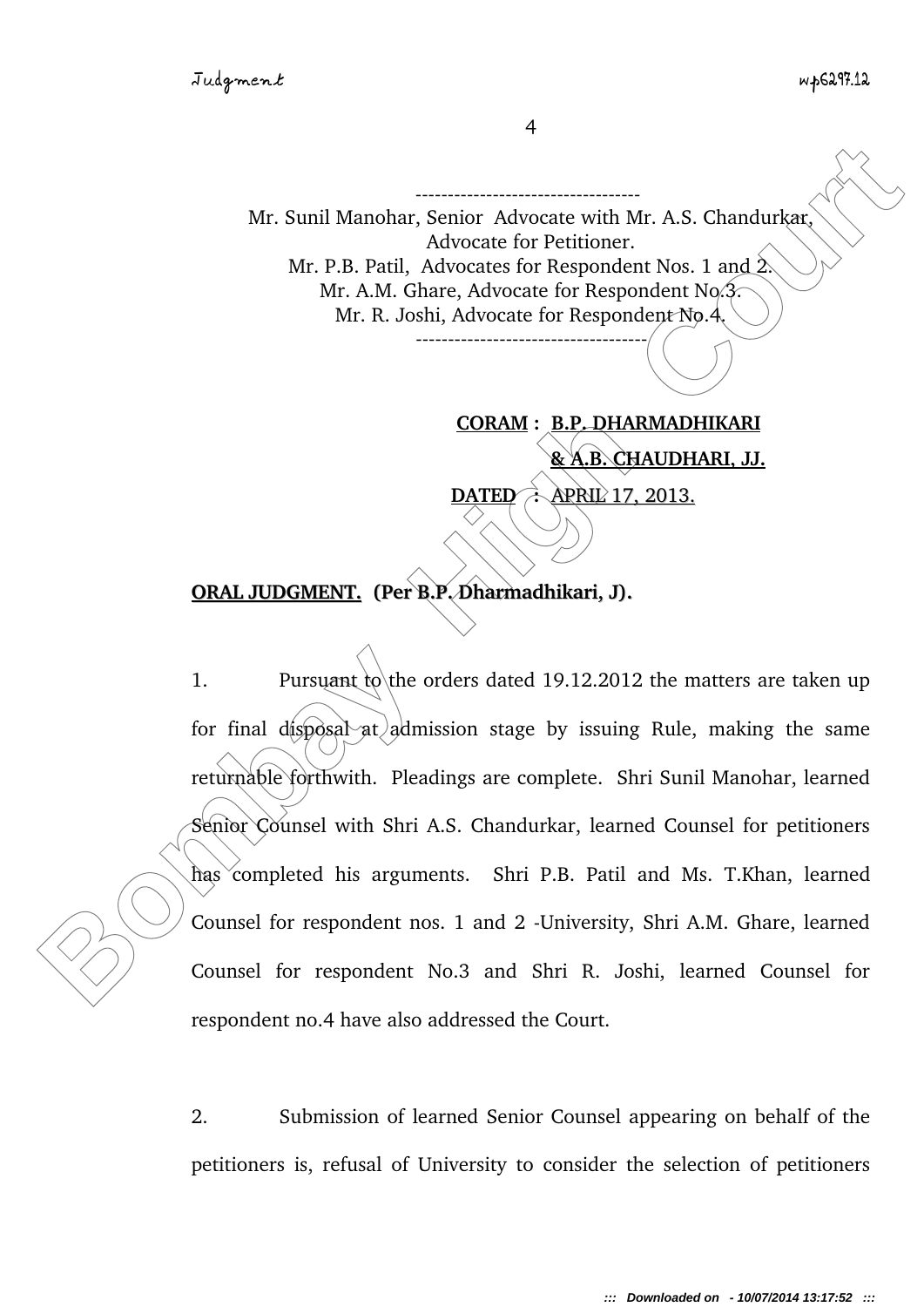-----------------------------------

Mr. Sunil Manohar, Senior Advocate with Mr. A.S. Chandurkar, Advocate for Petitioner.
Mr. P.B. Patil, Advocates for Respondent Nos. 1 and 2.
Mr. A.M. Ghare, Advocate for Respondent No.3.
Mr. R. Joshi, Advocate for Respondent No.4.

-----------------------------------

**CORAM : B.P. DHARMADHIKARI & A.B. CHAUDHARI, JJ.**

**DATED : APRIL 17, 2013.**

**ORAL JUDGMENT. (Per B.P. Dharmadhikari, J).**

1. Pursuant to the orders dated 19.12.2012 the matters are taken up for final disposal at admission stage by issuing Rule, making the same returnable forthwith. Pleadings are complete. Shri Sunil Manohar, learned Senior Counsel with Shri A.S. Chandurkar, learned Counsel for petitioners has completed his arguments. Shri P.B. Patil and Ms. T.Khan, learned Counsel for respondent nos. 1 and 2 -University, Shri A.M. Ghare, learned Counsel for respondent No.3 and Shri R. Joshi, learned Counsel for respondent no.4 have also addressed the Court.

2. Submission of learned Senior Counsel appearing on behalf of the petitioners is, refusal of University to consider the selection of petitioners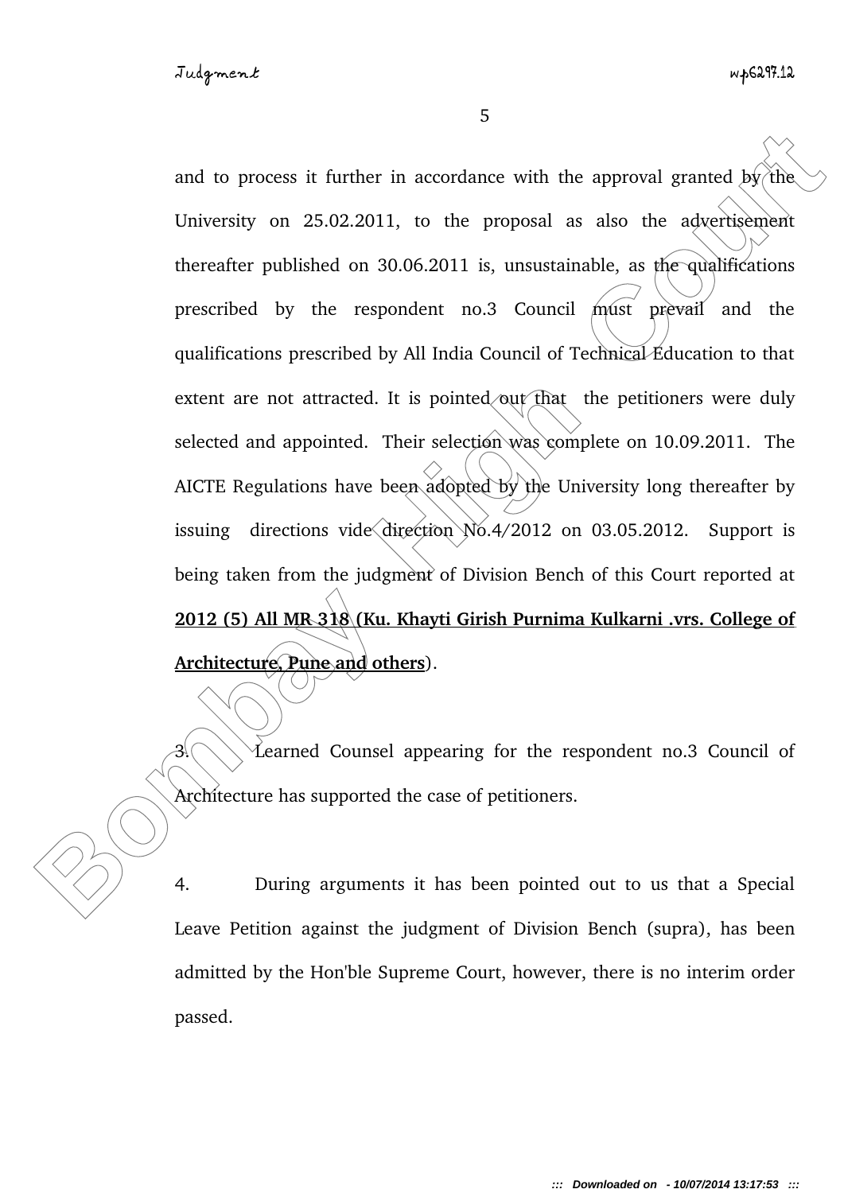and to process it further in accordance with the approval granted by the University on 25.02.2011, to the proposal as also the advertisement thereafter published on 30.06.2011 is, unsustainable, as the qualifications prescribed by the respondent no.3 Council must prevail and the qualifications prescribed by All India Council of Technical Education to that extent are not attracted. It is pointed out that the petitioners were duly selected and appointed. Their selection was complete on 10.09.2011. The AICTE Regulations have been adopted by the University long thereafter by issuing directions vide direction No.4/2012 on 03.05.2012. Support is being taken from the judgment of Division Bench of this Court reported at **2012 (5) All MR 318 (Ku. Khayti Girish Purnima Kulkarni .vrs. College of Architecture, Pune and others**).

3. Learned Counsel appearing for the respondent no.3 Council of Architecture has supported the case of petitioners.

4. During arguments it has been pointed out to us that a Special Leave Petition against the judgment of Division Bench (supra), has been admitted by the Hon'ble Supreme Court, however, there is no interim order passed.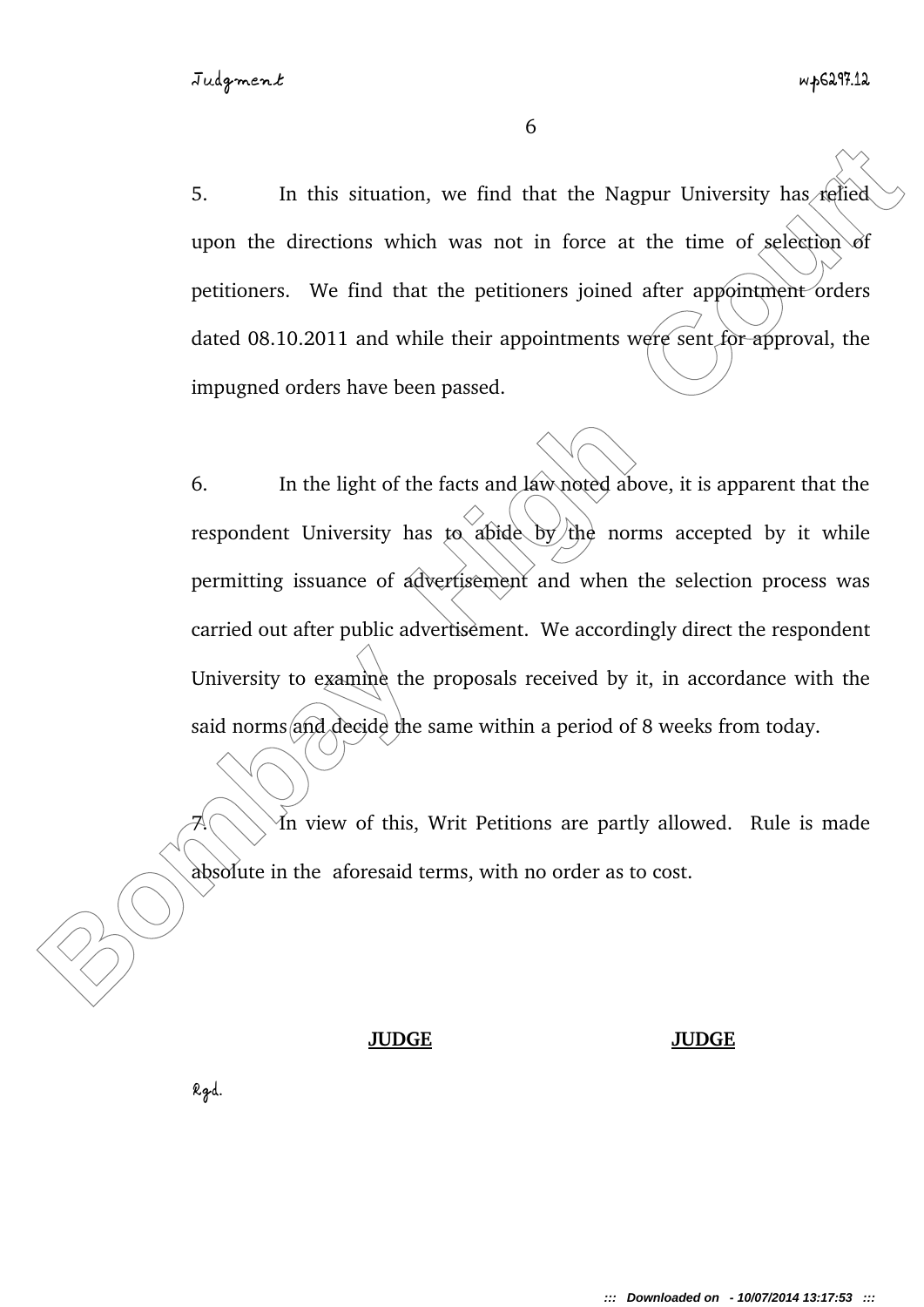5. In this situation, we find that the Nagpur University has relied upon the directions which was not in force at the time of selection of petitioners. We find that the petitioners joined after appointment orders dated 08.10.2011 and while their appointments were sent for approval, the impugned orders have been passed.

6. In the light of the facts and law noted above, it is apparent that the respondent University has to abide by the norms accepted by it while permitting issuance of advertisement and when the selection process was carried out after public advertisement. We accordingly direct the respondent University to examine the proposals received by it, in accordance with the said norms and decide the same within a period of 8 weeks from today.

7. In view of this, Writ Petitions are partly allowed. Rule is made absolute in the aforesaid terms, with no order as to cost.

**JUDGE** **JUDGE**

Rgd.